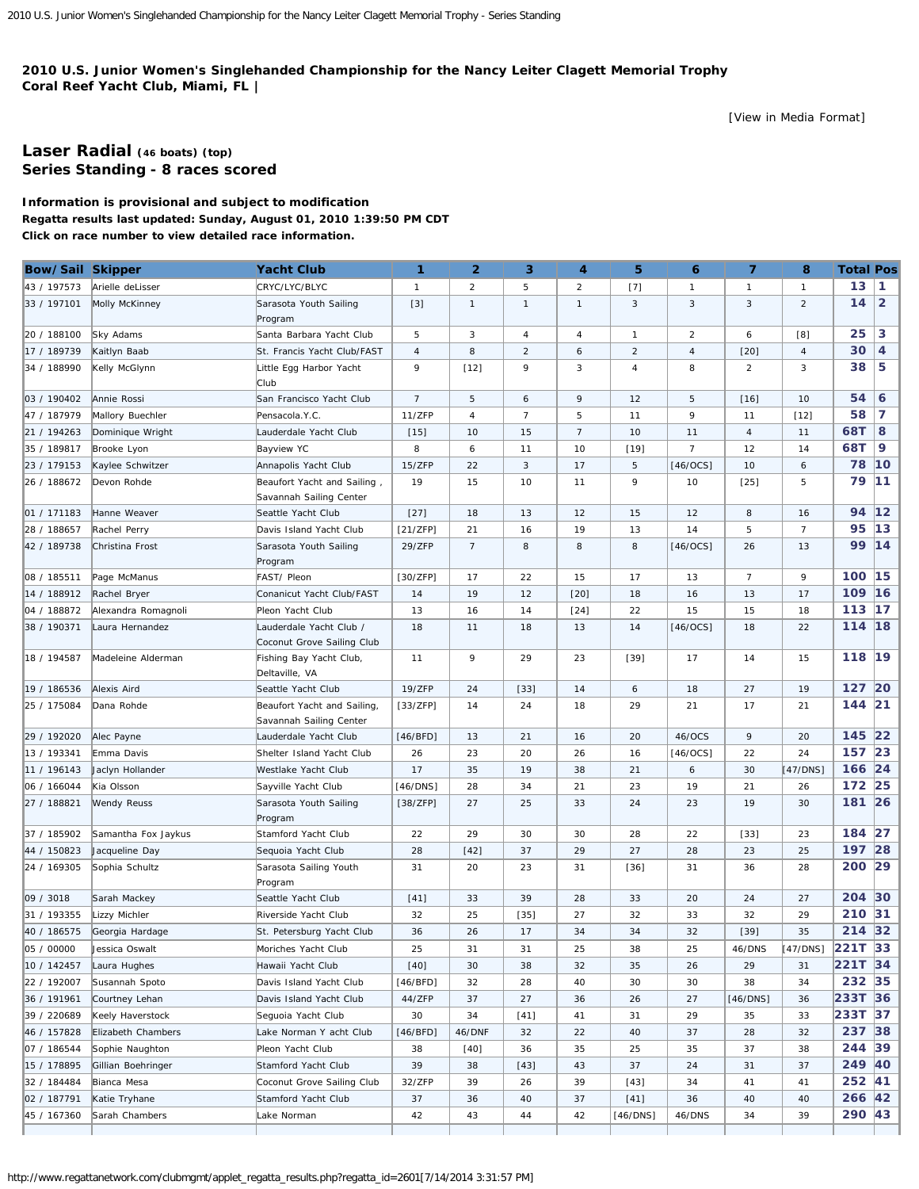### 2010 U.S. Junior Women's Singlehanded Championship for the Nancy Leiter Clagett Memorial Trophy
### Coral Reef Yacht Club, Miami, FL |

[View in Media Format]

## Laser Radial (46 boats) (top)
## Series Standing - 8 races scored

**Information is provisional and subject to modification**
**Regatta results last updated: Sunday, August 01, 2010 1:39:50 PM CDT**
**Click on race number to view detailed race information.**

| Bow/Sail | Skipper | Yacht Club | 1 | 2 | 3 | 4 | 5 | 6 | 7 | 8 | Total | Pos |
|---|---|---|---|---|---|---|---|---|---|---|---|---|
| 43 / 197573 | Arielle deLisser | CRYC/LYC/BLYC | 1 | 2 | 5 | 2 | [7] | 1 | 1 | 1 | 13 | 1 |
| 33 / 197101 | Molly McKinney | Sarasota Youth Sailing Program | [3] | 1 | 1 | 1 | 3 | 3 | 3 | 2 | 14 | 2 |
| 20 / 188100 | Sky Adams | Santa Barbara Yacht Club | 5 | 3 | 4 | 4 | 1 | 2 | 6 | [8] | 25 | 3 |
| 17 / 189739 | Kaitlyn Baab | St. Francis Yacht Club/FAST | 4 | 8 | 2 | 6 | 2 | 4 | [20] | 4 | 30 | 4 |
| 34 / 188990 | Kelly McGlynn | Little Egg Harbor Yacht Club | 9 | [12] | 9 | 3 | 4 | 8 | 2 | 3 | 38 | 5 |
| 03 / 190402 | Annie Rossi | San Francisco Yacht Club | 7 | 5 | 6 | 9 | 12 | 5 | [16] | 10 | 54 | 6 |
| 47 / 187979 | Mallory Buechler | Pensacola.Y.C. | 11/ZFP | 4 | 7 | 5 | 11 | 9 | 11 | [12] | 58 | 7 |
| 21 / 194263 | Dominique Wright | Lauderdale Yacht Club | [15] | 10 | 15 | 7 | 10 | 11 | 4 | 11 | 68T | 8 |
| 35 / 189817 | Brooke Lyon | Bayview YC | 8 | 6 | 11 | 10 | [19] | 7 | 12 | 14 | 68T | 9 |
| 23 / 179153 | Kaylee Schwitzer | Annapolis Yacht Club | 15/ZFP | 22 | 3 | 17 | 5 | [46/OCS] | 10 | 6 | 78 | 10 |
| 26 / 188672 | Devon Rohde | Beaufort Yacht and Sailing , Savannah Sailing Center | 19 | 15 | 10 | 11 | 9 | 10 | [25] | 5 | 79 | 11 |
| 01 / 171183 | Hanne Weaver | Seattle Yacht Club | [27] | 18 | 13 | 12 | 15 | 12 | 8 | 16 | 94 | 12 |
| 28 / 188657 | Rachel Perry | Davis Island Yacht Club | [21/ZFP] | 21 | 16 | 19 | 13 | 14 | 5 | 7 | 95 | 13 |
| 42 / 189738 | Christina Frost | Sarasota Youth Sailing Program | 29/ZFP | 7 | 8 | 8 | 8 | [46/OCS] | 26 | 13 | 99 | 14 |
| 08 / 185511 | Page McManus | FAST/ Pleon | [30/ZFP] | 17 | 22 | 15 | 17 | 13 | 7 | 9 | 100 | 15 |
| 14 / 188912 | Rachel Bryer | Conanicut Yacht Club/FAST | 14 | 19 | 12 | [20] | 18 | 16 | 13 | 17 | 109 | 16 |
| 04 / 188872 | Alexandra Romagnoli | Pleon Yacht Club | 13 | 16 | 14 | [24] | 22 | 15 | 15 | 18 | 113 | 17 |
| 38 / 190371 | Laura Hernandez | Lauderdale Yacht Club / Coconut Grove Sailing Club | 18 | 11 | 18 | 13 | 14 | [46/OCS] | 18 | 22 | 114 | 18 |
| 18 / 194587 | Madeleine Alderman | Fishing Bay Yacht Club, Deltaville, VA | 11 | 9 | 29 | 23 | [39] | 17 | 14 | 15 | 118 | 19 |
| 19 / 186536 | Alexis Aird | Seattle Yacht Club | 19/ZFP | 24 | [33] | 14 | 6 | 18 | 27 | 19 | 127 | 20 |
| 25 / 175084 | Dana Rohde | Beaufort Yacht and Sailing, Savannah Sailing Center | [33/ZFP] | 14 | 24 | 18 | 29 | 21 | 17 | 21 | 144 | 21 |
| 29 / 192020 | Alec Payne | Lauderdale Yacht Club | [46/BFD] | 13 | 21 | 16 | 20 | 46/OCS | 9 | 20 | 145 | 22 |
| 13 / 193341 | Emma Davis | Shelter Island Yacht Club | 26 | 23 | 20 | 26 | 16 | [46/OCS] | 22 | 24 | 157 | 23 |
| 11 / 196143 | Jaclyn Hollander | Westlake Yacht Club | 17 | 35 | 19 | 38 | 21 | 6 | 30 | [47/DNS] | 166 | 24 |
| 06 / 166044 | Kia Olsson | Sayville Yacht Club | [46/DNS] | 28 | 34 | 21 | 23 | 19 | 21 | 26 | 172 | 25 |
| 27 / 188821 | Wendy Reuss | Sarasota Youth Sailing Program | [38/ZFP] | 27 | 25 | 33 | 24 | 23 | 19 | 30 | 181 | 26 |
| 37 / 185902 | Samantha Fox Jaykus | Stamford Yacht Club | 22 | 29 | 30 | 30 | 28 | 22 | [33] | 23 | 184 | 27 |
| 44 / 150823 | Jacqueline Day | Sequoia Yacht Club | 28 | [42] | 37 | 29 | 27 | 28 | 23 | 25 | 197 | 28 |
| 24 / 169305 | Sophia Schultz | Sarasota Sailing Youth Program | 31 | 20 | 23 | 31 | [36] | 31 | 36 | 28 | 200 | 29 |
| 09 / 3018 | Sarah Mackey | Seattle Yacht Club | [41] | 33 | 39 | 28 | 33 | 20 | 24 | 27 | 204 | 30 |
| 31 / 193355 | Lizzy Michler | Riverside Yacht Club | 32 | 25 | [35] | 27 | 32 | 33 | 32 | 29 | 210 | 31 |
| 40 / 186575 | Georgia Hardage | St. Petersburg Yacht Club | 36 | 26 | 17 | 34 | 34 | 32 | [39] | 35 | 214 | 32 |
| 05 / 00000 | Jessica Oswalt | Moriches Yacht Club | 25 | 31 | 31 | 25 | 38 | 25 | 46/DNS | [47/DNS] | 221T | 33 |
| 10 / 142457 | Laura Hughes | Hawaii Yacht Club | [40] | 30 | 38 | 32 | 35 | 26 | 29 | 31 | 221T | 34 |
| 22 / 192007 | Susannah Spoto | Davis Island Yacht Club | [46/BFD] | 32 | 28 | 40 | 30 | 30 | 38 | 34 | 232 | 35 |
| 36 / 191961 | Courtney Lehan | Davis Island Yacht Club | 44/ZFP | 37 | 27 | 36 | 26 | 27 | [46/DNS] | 36 | 233T | 36 |
| 39 / 220689 | Keely Haverstock | Seguoia Yacht Club | 30 | 34 | [41] | 41 | 31 | 29 | 35 | 33 | 233T | 37 |
| 46 / 157828 | Elizabeth Chambers | Lake Norman Y acht Club | [46/BFD] | 46/DNF | 32 | 22 | 40 | 37 | 28 | 32 | 237 | 38 |
| 07 / 186544 | Sophie Naughton | Pleon Yacht Club | 38 | [40] | 36 | 35 | 25 | 35 | 37 | 38 | 244 | 39 |
| 15 / 178895 | Gillian Boehringer | Stamford Yacht Club | 39 | 38 | [43] | 43 | 37 | 24 | 31 | 37 | 249 | 40 |
| 32 / 184484 | Bianca Mesa | Coconut Grove Sailing Club | 32/ZFP | 39 | 26 | 39 | [43] | 34 | 41 | 41 | 252 | 41 |
| 02 / 187791 | Katie Tryhane | Stamford Yacht Club | 37 | 36 | 40 | 37 | [41] | 36 | 40 | 40 | 266 | 42 |
| 45 / 167360 | Sarah Chambers | Lake Norman | 42 | 43 | 44 | 42 | [46/DNS] | 46/DNS | 34 | 39 | 290 | 43 |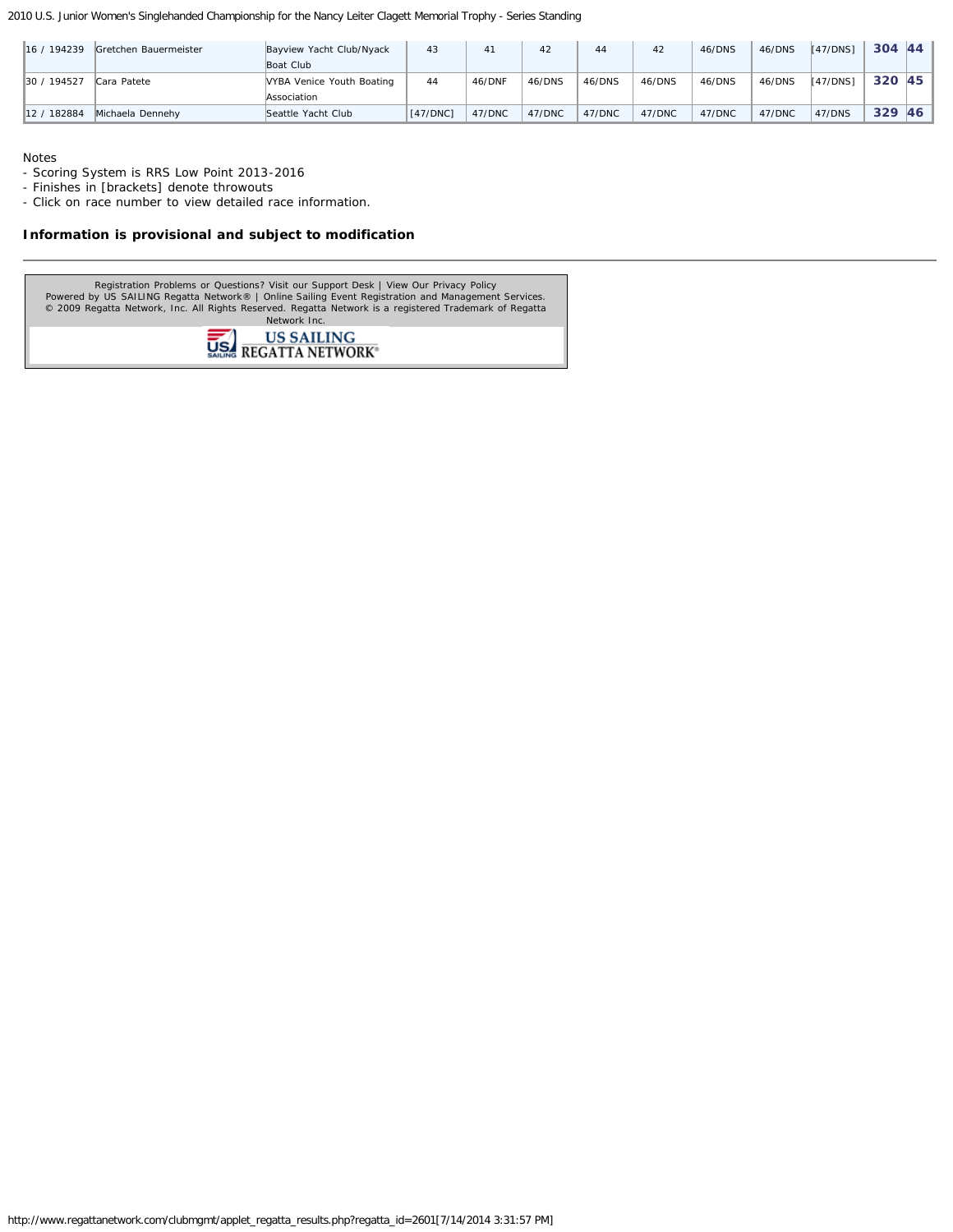| | | | | | | | | | | | | |
|---|---|---|---|---|---|---|---|---|---|---|---|---|
| 16 / 194239 | Gretchen Bauermeister | Bayview Yacht Club/Nyack Boat Club | 43 | 41 | 42 | 44 | 42 | 46/DNS | 46/DNS | [47/DNS] | **304** | **44** |
| 30 / 194527 | Cara Patete | VYBA Venice Youth Boating Association | 44 | 46/DNF | 46/DNS | 46/DNS | 46/DNS | 46/DNS | 46/DNS | [47/DNS] | **320** | **45** |
| 12 / 182884 | Michaela Dennehy | Seattle Yacht Club | [47/DNC] | 47/DNC | 47/DNC | 47/DNC | 47/DNC | 47/DNC | 47/DNC | 47/DNS | **329** | **46** |

Notes
- Scoring System is RRS Low Point 2013-2016
- Finishes in [brackets] denote throwouts
- Click on race number to view detailed race information.

**Information is provisional and subject to modification**

Registration Problems or Questions? Visit our Support Desk | View Our Privacy Policy
Powered by US SAILING Regatta Network® | Online Sailing Event Registration and Management Services.
© 2009 Regatta Network, Inc. All Rights Reserved. Regatta Network is a registered Trademark of Regatta Network Inc.

US SAILING REGATTA NETWORK®